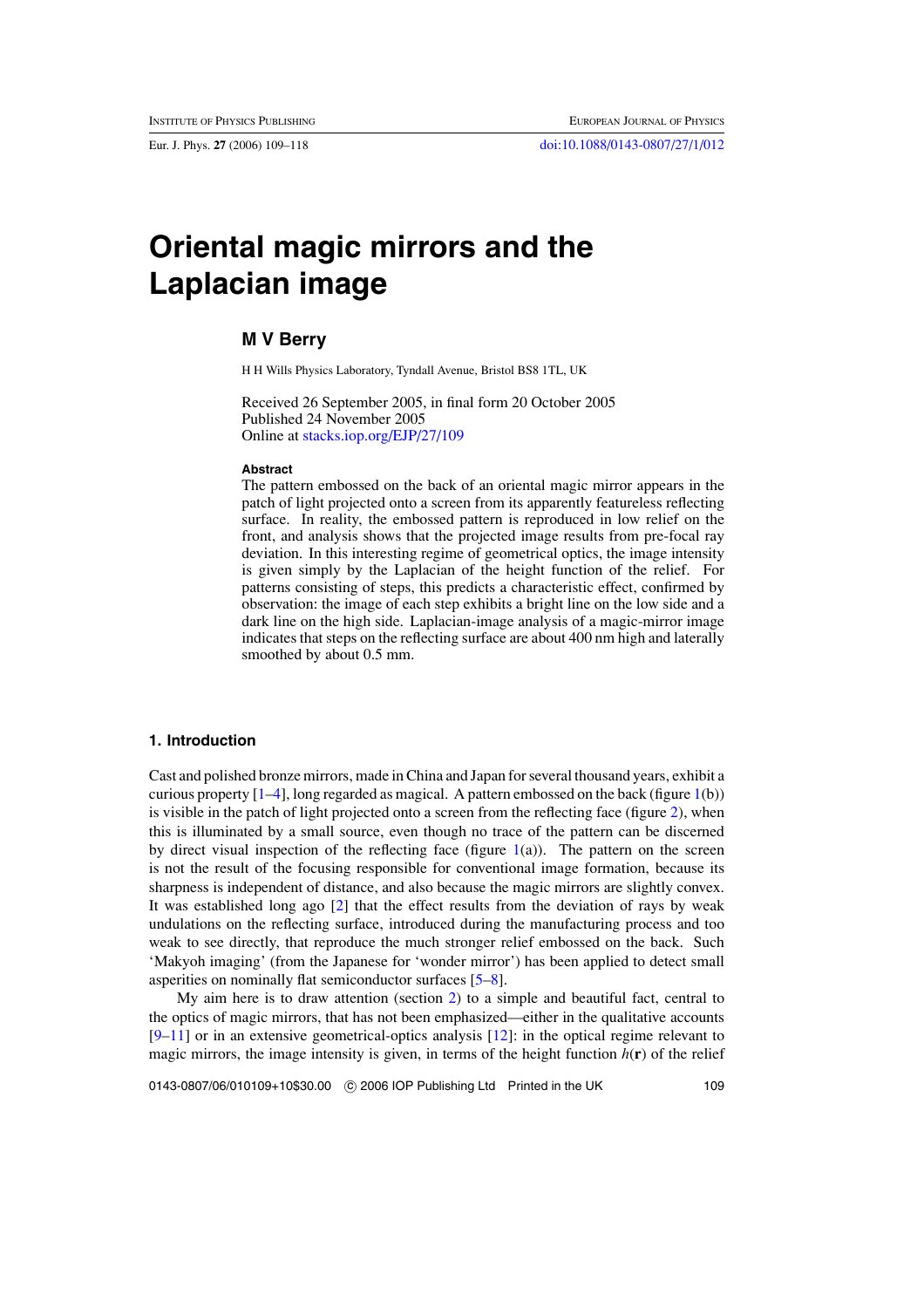# Oriental magic mirrors and the Laplacian image

**M V Berry**

H H Wills Physics Laboratory, Tyndall Avenue, Bristol BS8 1TL, UK

Received 26 September 2005, in final form 20 October 2005
Published 24 November 2005
Online at stacks.iop.org/EJP/27/109

#### Abstract

The pattern embossed on the back of an oriental magic mirror appears in the patch of light projected onto a screen from its apparently featureless reflecting surface. In reality, the embossed pattern is reproduced in low relief on the front, and analysis shows that the projected image results from pre-focal ray deviation. In this interesting regime of geometrical optics, the image intensity is given simply by the Laplacian of the height function of the relief. For patterns consisting of steps, this predicts a characteristic effect, confirmed by observation: the image of each step exhibits a bright line on the low side and a dark line on the high side. Laplacian-image analysis of a magic-mirror image indicates that steps on the reflecting surface are about 400 nm high and laterally smoothed by about 0.5 mm.

## 1. Introduction

Cast and polished bronze mirrors, made in China and Japan for several thousand years, exhibit a curious property [1–4], long regarded as magical. A pattern embossed on the back (figure 1(b)) is visible in the patch of light projected onto a screen from the reflecting face (figure 2), when this is illuminated by a small source, even though no trace of the pattern can be discerned by direct visual inspection of the reflecting face (figure 1(a)). The pattern on the screen is not the result of the focusing responsible for conventional image formation, because its sharpness is independent of distance, and also because the magic mirrors are slightly convex. It was established long ago [2] that the effect results from the deviation of rays by weak undulations on the reflecting surface, introduced during the manufacturing process and too weak to see directly, that reproduce the much stronger relief embossed on the back. Such 'Makyoh imaging' (from the Japanese for 'wonder mirror') has been applied to detect small asperities on nominally flat semiconductor surfaces [5–8].

My aim here is to draw attention (section 2) to a simple and beautiful fact, central to the optics of magic mirrors, that has not been emphasized—either in the qualitative accounts [9–11] or in an extensive geometrical-optics analysis [12]: in the optical regime relevant to magic mirrors, the image intensity is given, in terms of the height function $h(\mathbf{r})$ of the relief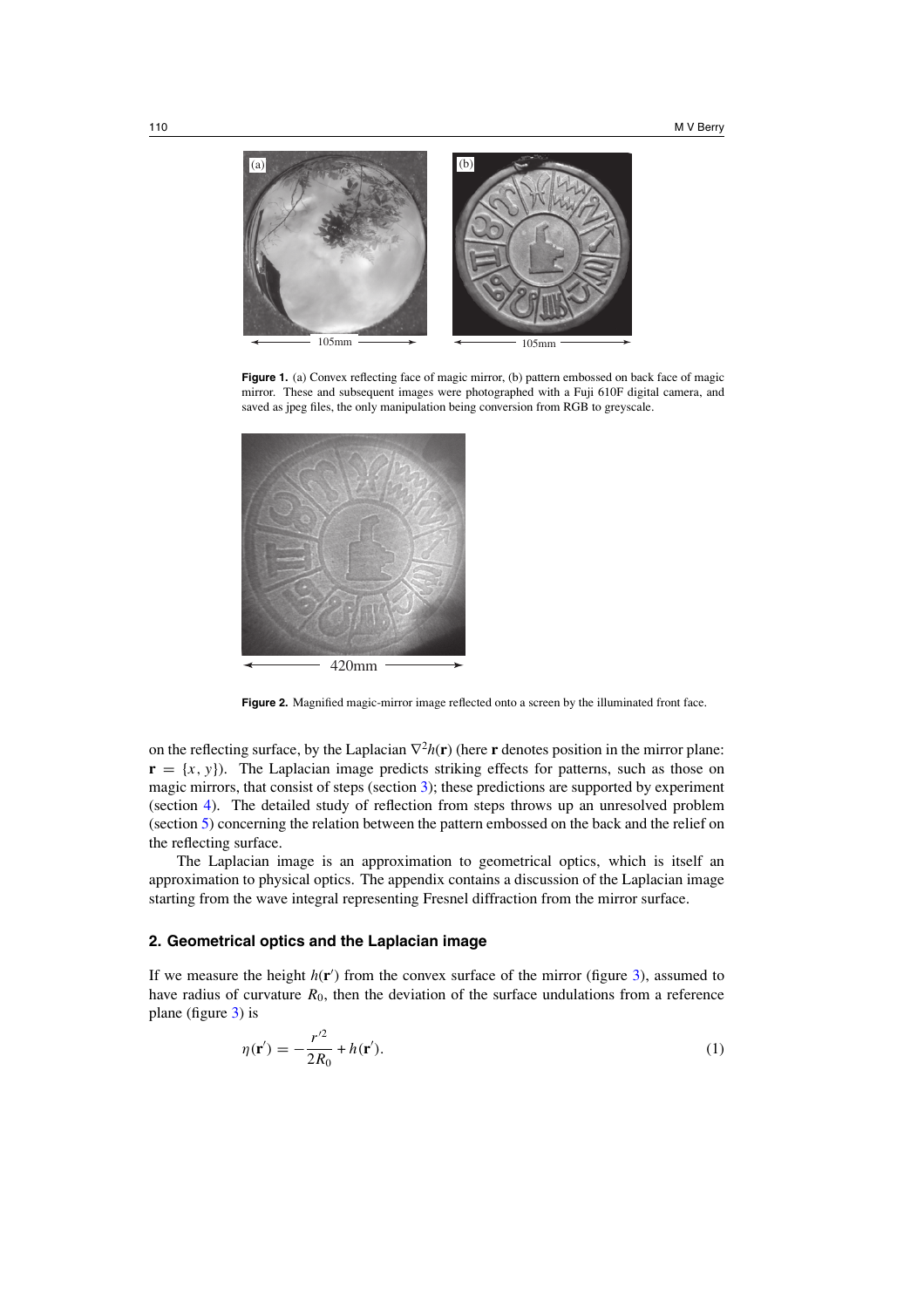**Figure 1.** (a) Convex reflecting face of magic mirror, (b) pattern embossed on back face of magic mirror. These and subsequent images were photographed with a Fuji 610F digital camera, and saved as jpeg files, the only manipulation being conversion from RGB to greyscale.

**Figure 2.** Magnified magic-mirror image reflected onto a screen by the illuminated front face.

on the reflecting surface, by the Laplacian $\nabla^2 h(\mathbf{r})$ (here $\mathbf{r}$ denotes position in the mirror plane: $\mathbf{r} = \{x, y\}$). The Laplacian image predicts striking effects for patterns, such as those on magic mirrors, that consist of steps (section 3); these predictions are supported by experiment (section 4). The detailed study of reflection from steps throws up an unresolved problem (section 5) concerning the relation between the pattern embossed on the back and the relief on the reflecting surface.

The Laplacian image is an approximation to geometrical optics, which is itself an approximation to physical optics. The appendix contains a discussion of the Laplacian image starting from the wave integral representing Fresnel diffraction from the mirror surface.

## 2. Geometrical optics and the Laplacian image

If we measure the height $h(\mathbf{r}')$ from the convex surface of the mirror (figure 3), assumed to have radius of curvature $R_0$, then the deviation of the surface undulations from a reference plane (figure 3) is

$$\eta(\mathbf{r}') = -\frac{r'^2}{2R_0} + h(\mathbf{r}'). \tag{1}$$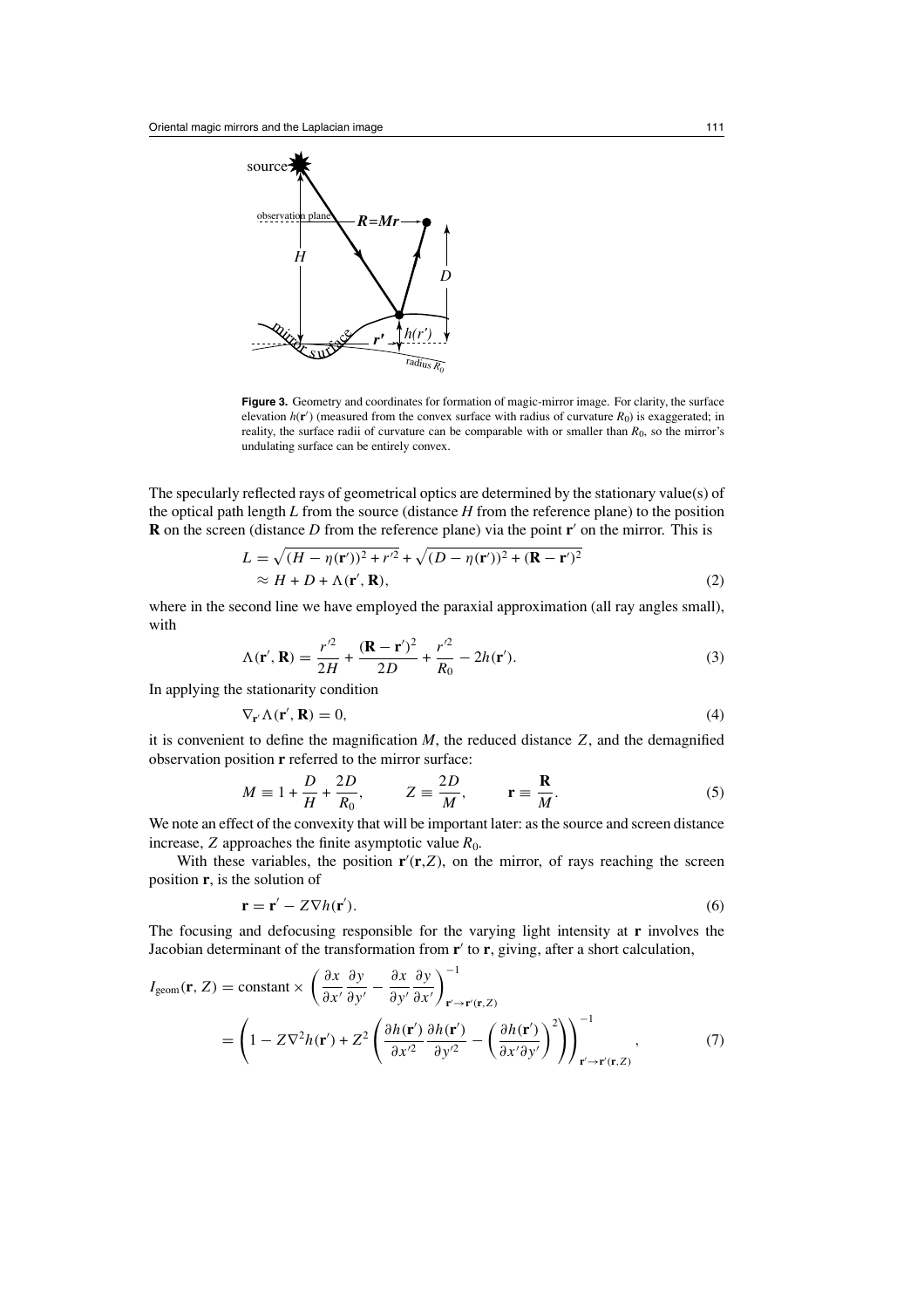**Figure 3.** Geometry and coordinates for formation of magic-mirror image. For clarity, the surface elevation $h(\mathbf{r}')$ (measured from the convex surface with radius of curvature $R_0$) is exaggerated; in reality, the surface radii of curvature can be comparable with or smaller than $R_0$, so the mirror's undulating surface can be entirely convex.

The specularly reflected rays of geometrical optics are determined by the stationary value(s) of the optical path length $L$ from the source (distance $H$ from the reference plane) to the position $\mathbf{R}$ on the screen (distance $D$ from the reference plane) via the point $\mathbf{r}'$ on the mirror. This is

$$L = \sqrt{(H - \eta(\mathbf{r}'))^2 + r'^2} + \sqrt{(D - \eta(\mathbf{r}'))^2 + (\mathbf{R} - \mathbf{r}')^2} \\ \approx H + D + \Lambda(\mathbf{r}', \mathbf{R}), \tag{2}$$

where in the second line we have employed the paraxial approximation (all ray angles small), with

$$\Lambda(\mathbf{r}', \mathbf{R}) = \frac{r'^2}{2H} + \frac{(\mathbf{R} - \mathbf{r}')^2}{2D} + \frac{r'^2}{R_0} - 2h(\mathbf{r}'). \tag{3}$$

In applying the stationarity condition

$$\nabla_{\mathbf{r}'} \Lambda(\mathbf{r}', \mathbf{R}) = 0, \tag{4}$$

it is convenient to define the magnification $M$, the reduced distance $Z$, and the demagnified observation position $\mathbf{r}$ referred to the mirror surface:

$$M \equiv 1 + \frac{D}{H} + \frac{2D}{R_0}, \qquad Z \equiv \frac{2D}{M}, \qquad \mathbf{r} \equiv \frac{\mathbf{R}}{M}. \tag{5}$$

We note an effect of the convexity that will be important later: as the source and screen distance increase, $Z$ approaches the finite asymptotic value $R_0$.

With these variables, the position $\mathbf{r}'(\mathbf{r}, Z)$, on the mirror, of rays reaching the screen position $\mathbf{r}$, is the solution of

$$\mathbf{r} = \mathbf{r}' - Z\nabla h(\mathbf{r}'). \tag{6}$$

The focusing and defocusing responsible for the varying light intensity at $\mathbf{r}$ involves the Jacobian determinant of the transformation from $\mathbf{r}'$ to $\mathbf{r}$, giving, after a short calculation,

$$I_{\text{geom}}(\mathbf{r}, Z) = \text{constant} \times \left( \frac{\partial x}{\partial x'} \frac{\partial y}{\partial y'} - \frac{\partial x}{\partial y'} \frac{\partial y}{\partial x'} \right)^{-1}_{\mathbf{r}' \to \mathbf{r}'(\mathbf{r}, Z)} \\ = \left( 1 - Z\nabla^2 h(\mathbf{r}') + Z^2 \left( \frac{\partial h(\mathbf{r}')}{\partial x'^2} \frac{\partial h(\mathbf{r}')}{\partial y'^2} - \left( \frac{\partial h(\mathbf{r}')}{\partial x' \partial y'} \right)^2 \right) \right)^{-1}_{\mathbf{r}' \to \mathbf{r}'(\mathbf{r}, Z)}, \tag{7}$$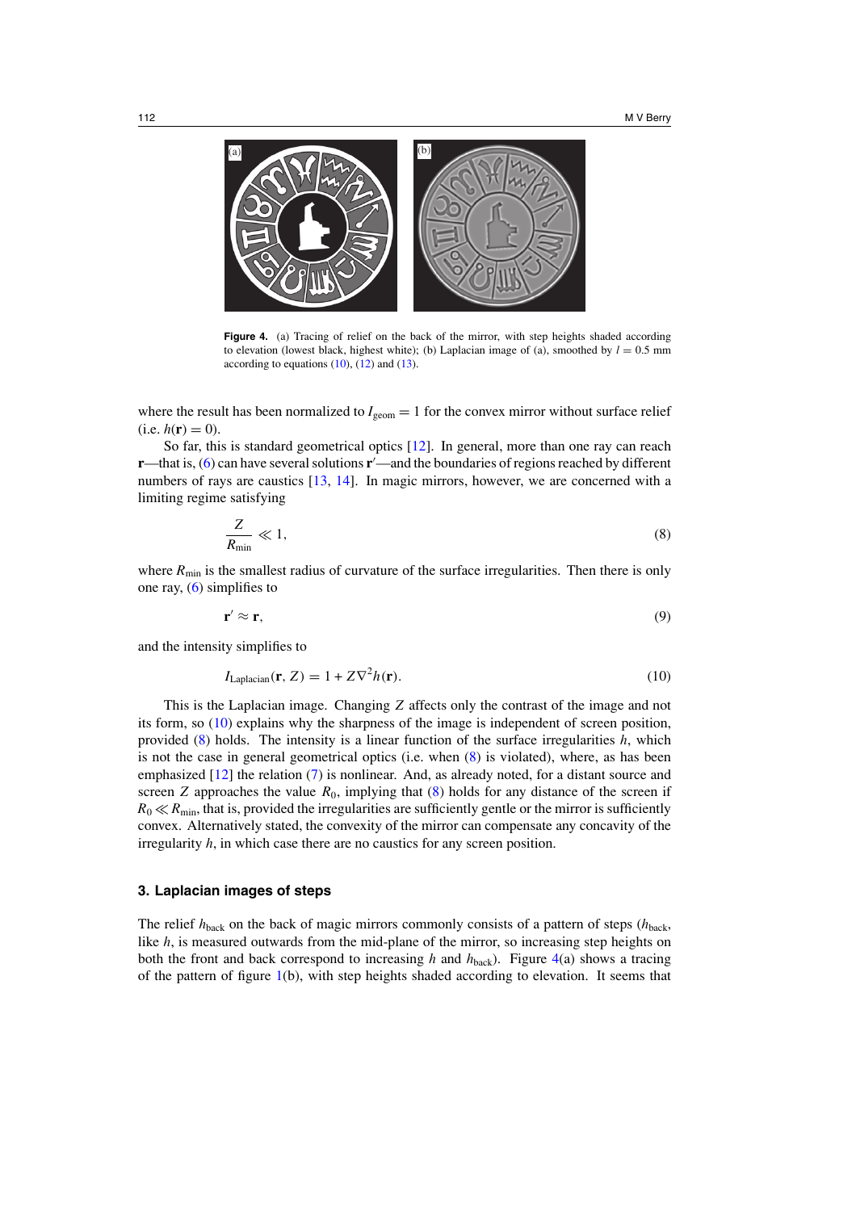**Figure 4.** (a) Tracing of relief on the back of the mirror, with step heights shaded according to elevation (lowest black, highest white); (b) Laplacian image of (a), smoothed by $l = 0.5$ mm according to equations (10), (12) and (13).

where the result has been normalized to $I_{\rm geom} = 1$ for the convex mirror without surface relief (i.e. $h(\mathbf{r}) = 0$).

So far, this is standard geometrical optics [12]. In general, more than one ray can reach $\mathbf{r}$—that is, (6) can have several solutions $\mathbf{r}'$—and the boundaries of regions reached by different numbers of rays are caustics [13, 14]. In magic mirrors, however, we are concerned with a limiting regime satisfying

$$\frac{Z}{R_{\rm min}} \ll 1, \tag{8}$$

where $R_{\rm min}$ is the smallest radius of curvature of the surface irregularities. Then there is only one ray, (6) simplifies to

$$\mathbf{r}' \approx \mathbf{r}, \tag{9}$$

and the intensity simplifies to

$$I_{\rm Laplacian}(\mathbf{r}, Z) = 1 + Z\nabla^2 h(\mathbf{r}). \tag{10}$$

This is the Laplacian image. Changing $Z$ affects only the contrast of the image and not its form, so (10) explains why the sharpness of the image is independent of screen position, provided (8) holds. The intensity is a linear function of the surface irregularities $h$, which is not the case in general geometrical optics (i.e. when (8) is violated), where, as has been emphasized [12] the relation (7) is nonlinear. And, as already noted, for a distant source and screen $Z$ approaches the value $R_0$, implying that (8) holds for any distance of the screen if $R_0 \ll R_{\rm min}$, that is, provided the irregularities are sufficiently gentle or the mirror is sufficiently convex. Alternatively stated, the convexity of the mirror can compensate any concavity of the irregularity $h$, in which case there are no caustics for any screen position.

## 3. Laplacian images of steps

The relief $h_{\rm back}$ on the back of magic mirrors commonly consists of a pattern of steps ($h_{\rm back}$, like $h$, is measured outwards from the mid-plane of the mirror, so increasing step heights on both the front and back correspond to increasing $h$ and $h_{\rm back}$). Figure 4(a) shows a tracing of the pattern of figure 1(b), with step heights shaded according to elevation. It seems that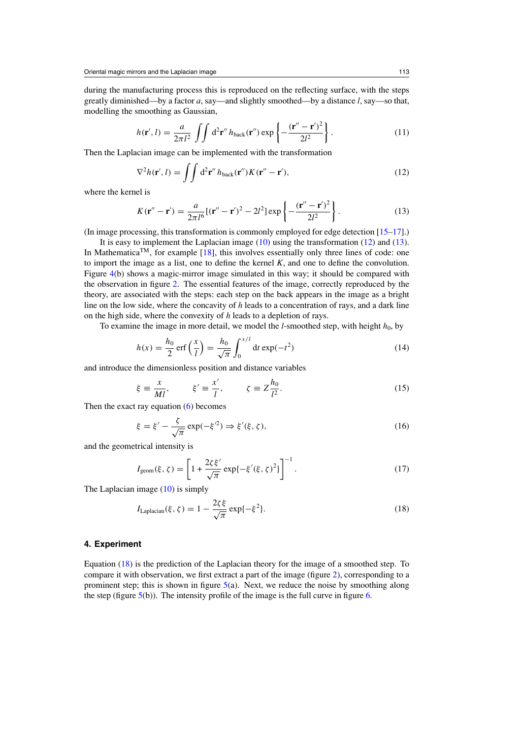during the manufacturing process this is reproduced on the reflecting surface, with the steps greatly diminished—by a factor $a$, say—and slightly smoothed—by a distance $l$, say—so that, modelling the smoothing as Gaussian,

$$h(\mathbf{r}', l) = \frac{a}{2\pi l^2} \iint \mathrm{d}^2\mathbf{r}''\, h_{\mathrm{back}}(\mathbf{r}'') \exp\left\{-\frac{(\mathbf{r}'' - \mathbf{r}')^2}{2l^2}\right\}. \tag{11}$$

Then the Laplacian image can be implemented with the transformation

$$\nabla^2 h(\mathbf{r}', l) = \iint \mathrm{d}^2\mathbf{r}''\, h_{\mathrm{back}}(\mathbf{r}'') K(\mathbf{r}'' - \mathbf{r}'), \tag{12}$$

where the kernel is

$$K(\mathbf{r}'' - \mathbf{r}') = \frac{a}{2\pi l^6}[(\mathbf{r}'' - \mathbf{r}')^2 - 2l^2] \exp\left\{-\frac{(\mathbf{r}'' - \mathbf{r}')^2}{2l^2}\right\}. \tag{13}$$

(In image processing, this transformation is commonly employed for edge detection [15–17].)

It is easy to implement the Laplacian image (10) using the transformation (12) and (13). In Mathematica™, for example [18], this involves essentially only three lines of code: one to import the image as a list, one to define the kernel $K$, and one to define the convolution. Figure 4(b) shows a magic-mirror image simulated in this way; it should be compared with the observation in figure 2. The essential features of the image, correctly reproduced by the theory, are associated with the steps: each step on the back appears in the image as a bright line on the low side, where the concavity of $h$ leads to a concentration of rays, and a dark line on the high side, where the convexity of $h$ leads to a depletion of rays.

To examine the image in more detail, we model the $l$-smoothed step, with height $h_0$, by

$$h(x) = \frac{h_0}{2} \operatorname{erf}\left(\frac{x}{l}\right) = \frac{h_0}{\sqrt{\pi}} \int_0^{x/l} \mathrm{d}t \exp(-t^2) \tag{14}$$

and introduce the dimensionless position and distance variables

$$\xi \equiv \frac{x}{Ml}, \qquad \xi' \equiv \frac{x'}{l}, \qquad \zeta \equiv Z\frac{h_0}{l^2}. \tag{15}$$

Then the exact ray equation (6) becomes

$$\xi = \xi' - \frac{\zeta}{\sqrt{\pi}} \exp(-\xi'^2) \Rightarrow \xi'(\xi, \zeta), \tag{16}$$

and the geometrical intensity is

$$I_{\mathrm{geom}}(\xi, \zeta) = \left[1 + \frac{2\zeta\xi'}{\sqrt{\pi}} \exp\{-\xi'(\xi, \zeta)^2\}\right]^{-1}. \tag{17}$$

The Laplacian image (10) is simply

$$I_{\mathrm{Laplacian}}(\xi, \zeta) = 1 - \frac{2\zeta\xi}{\sqrt{\pi}} \exp\{-\xi^2\}. \tag{18}$$

## 4. Experiment

Equation (18) is the prediction of the Laplacian theory for the image of a smoothed step. To compare it with observation, we first extract a part of the image (figure 2), corresponding to a prominent step; this is shown in figure 5(a). Next, we reduce the noise by smoothing along the step (figure 5(b)). The intensity profile of the image is the full curve in figure 6.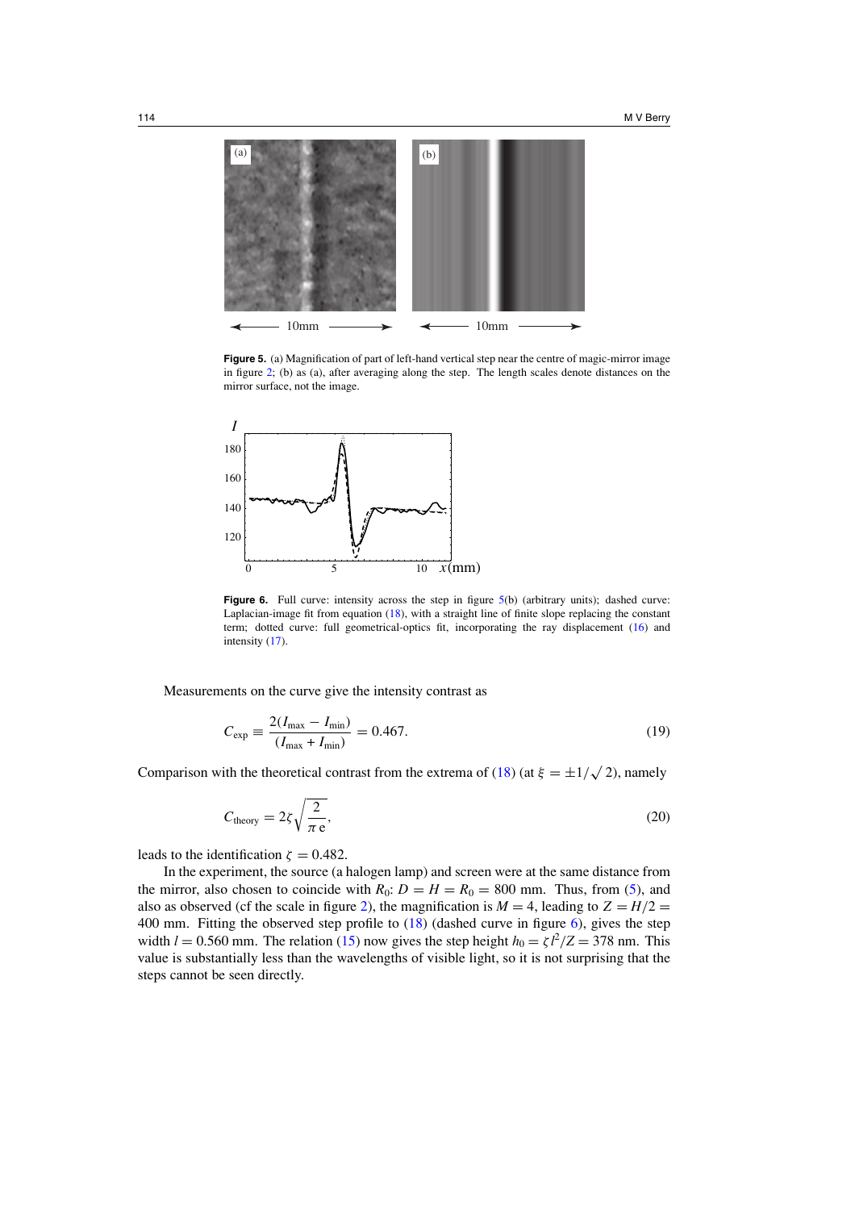**Figure 5.** (a) Magnification of part of left-hand vertical step near the centre of magic-mirror image in figure 2; (b) as (a), after averaging along the step. The length scales denote distances on the mirror surface, not the image.

**Figure 6.** Full curve: intensity across the step in figure 5(b) (arbitrary units); dashed curve: Laplacian-image fit from equation (18), with a straight line of finite slope replacing the constant term; dotted curve: full geometrical-optics fit, incorporating the ray displacement (16) and intensity (17).

Measurements on the curve give the intensity contrast as

$$C_{\text{exp}} \equiv \frac{2(I_{\text{max}} - I_{\text{min}})}{(I_{\text{max}} + I_{\text{min}})} = 0.467. \tag{19}$$

Comparison with the theoretical contrast from the extrema of (18) (at $\xi = \pm 1/\sqrt{2}$), namely

$$C_{\text{theory}} = 2\zeta\sqrt{\frac{2}{\pi\,\text{e}}}, \tag{20}$$

leads to the identification $\zeta = 0.482$.

In the experiment, the source (a halogen lamp) and screen were at the same distance from the mirror, also chosen to coincide with $R_0$: $D = H = R_0 = 800$ mm. Thus, from (5), and also as observed (cf the scale in figure 2), the magnification is $M = 4$, leading to $Z = H/2 = 400$ mm. Fitting the observed step profile to (18) (dashed curve in figure 6), gives the step width $l = 0.560$ mm. The relation (15) now gives the step height $h_0 = \zeta l^2/Z = 378$ nm. This value is substantially less than the wavelengths of visible light, so it is not surprising that the steps cannot be seen directly.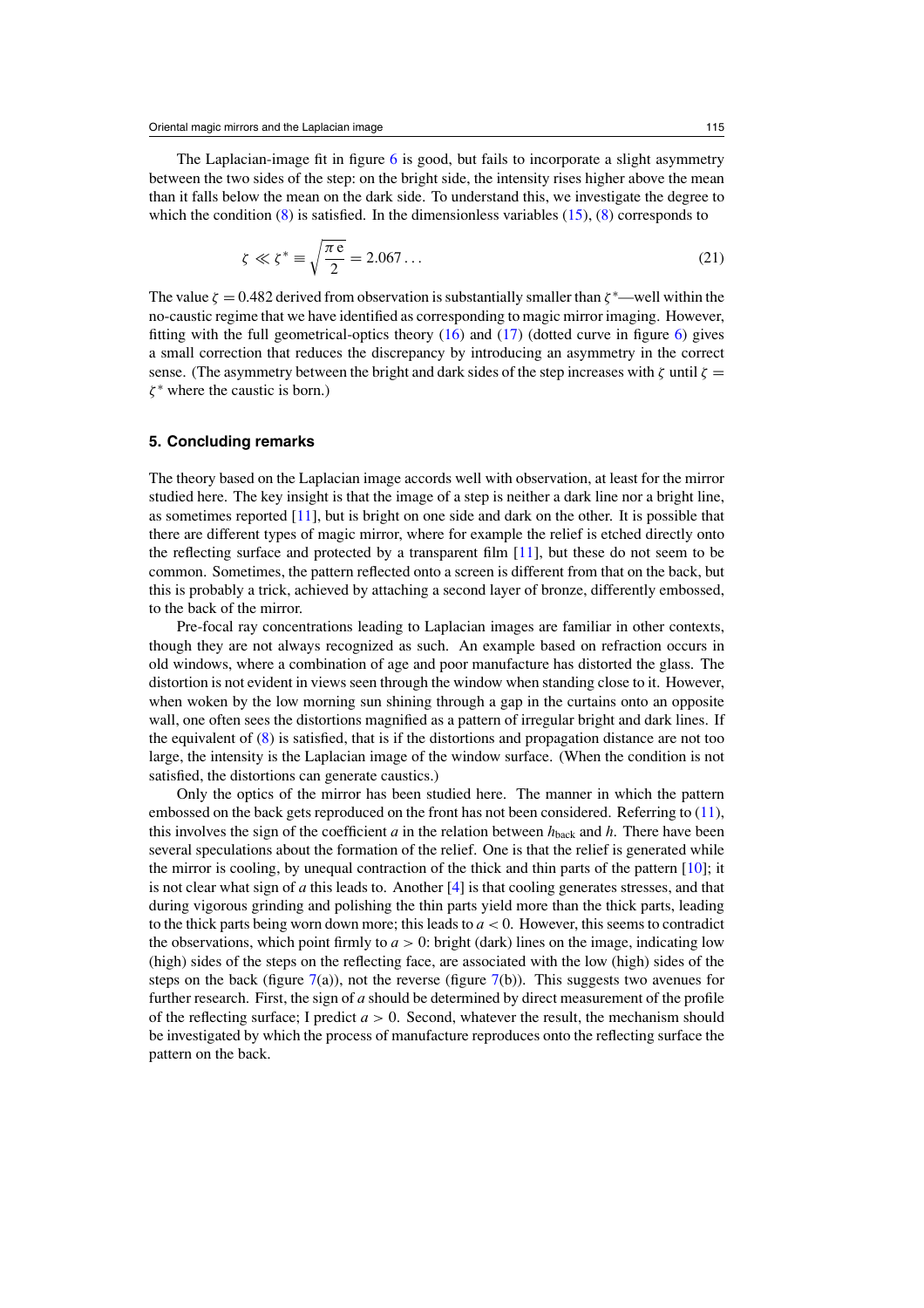The Laplacian-image fit in figure 6 is good, but fails to incorporate a slight asymmetry between the two sides of the step: on the bright side, the intensity rises higher above the mean than it falls below the mean on the dark side. To understand this, we investigate the degree to which the condition (8) is satisfied. In the dimensionless variables (15), (8) corresponds to

$$\zeta \ll \zeta^* \equiv \sqrt{\frac{\pi \mathrm{e}}{2}} = 2.067\ldots \tag{21}$$

The value $\zeta = 0.482$ derived from observation is substantially smaller than $\zeta^*$—well within the no-caustic regime that we have identified as corresponding to magic mirror imaging. However, fitting with the full geometrical-optics theory (16) and (17) (dotted curve in figure 6) gives a small correction that reduces the discrepancy by introducing an asymmetry in the correct sense. (The asymmetry between the bright and dark sides of the step increases with $\zeta$ until $\zeta = \zeta^*$ where the caustic is born.)

## 5. Concluding remarks

The theory based on the Laplacian image accords well with observation, at least for the mirror studied here. The key insight is that the image of a step is neither a dark line nor a bright line, as sometimes reported [11], but is bright on one side and dark on the other. It is possible that there are different types of magic mirror, where for example the relief is etched directly onto the reflecting surface and protected by a transparent film [11], but these do not seem to be common. Sometimes, the pattern reflected onto a screen is different from that on the back, but this is probably a trick, achieved by attaching a second layer of bronze, differently embossed, to the back of the mirror.

Pre-focal ray concentrations leading to Laplacian images are familiar in other contexts, though they are not always recognized as such. An example based on refraction occurs in old windows, where a combination of age and poor manufacture has distorted the glass. The distortion is not evident in views seen through the window when standing close to it. However, when woken by the low morning sun shining through a gap in the curtains onto an opposite wall, one often sees the distortions magnified as a pattern of irregular bright and dark lines. If the equivalent of (8) is satisfied, that is if the distortions and propagation distance are not too large, the intensity is the Laplacian image of the window surface. (When the condition is not satisfied, the distortions can generate caustics.)

Only the optics of the mirror has been studied here. The manner in which the pattern embossed on the back gets reproduced on the front has not been considered. Referring to (11), this involves the sign of the coefficient $a$ in the relation between $h_{\text{back}}$ and $h$. There have been several speculations about the formation of the relief. One is that the relief is generated while the mirror is cooling, by unequal contraction of the thick and thin parts of the pattern [10]; it is not clear what sign of $a$ this leads to. Another [4] is that cooling generates stresses, and that during vigorous grinding and polishing the thin parts yield more than the thick parts, leading to the thick parts being worn down more; this leads to $a < 0$. However, this seems to contradict the observations, which point firmly to $a > 0$: bright (dark) lines on the image, indicating low (high) sides of the steps on the reflecting face, are associated with the low (high) sides of the steps on the back (figure 7(a)), not the reverse (figure 7(b)). This suggests two avenues for further research. First, the sign of $a$ should be determined by direct measurement of the profile of the reflecting surface; I predict $a > 0$. Second, whatever the result, the mechanism should be investigated by which the process of manufacture reproduces onto the reflecting surface the pattern on the back.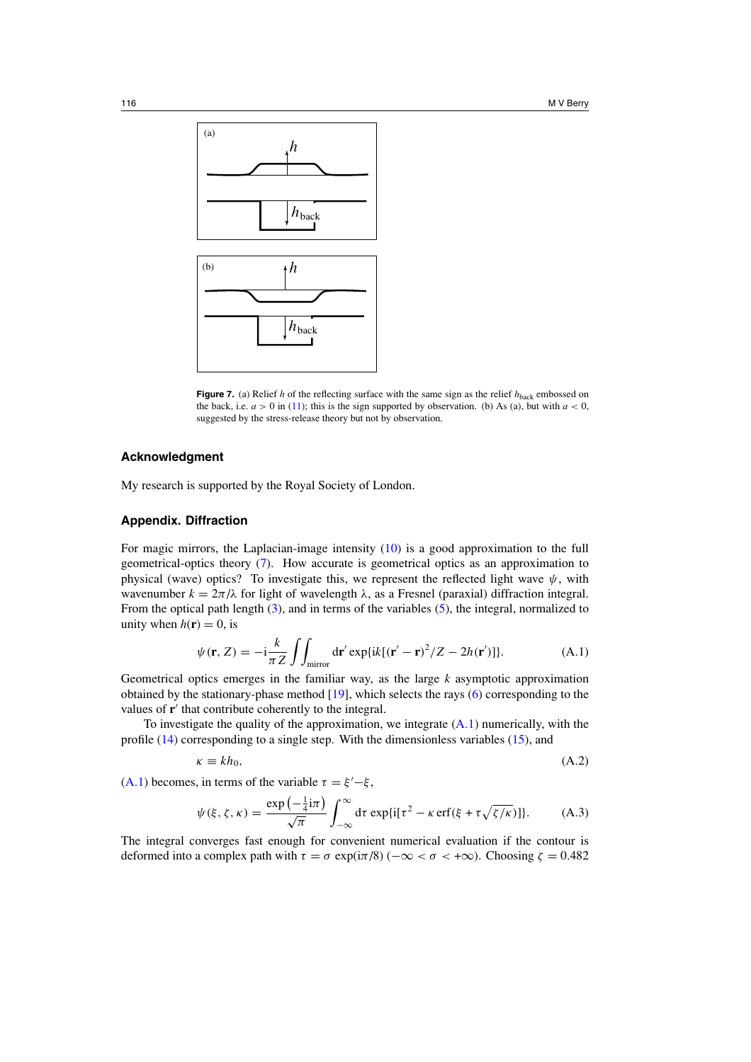**Figure 7.** (a) Relief $h$ of the reflecting surface with the same sign as the relief $h_{\rm back}$ embossed on the back, i.e. $a > 0$ in (11); this is the sign supported by observation. (b) As (a), but with $a < 0$, suggested by the stress-release theory but not by observation.

## Acknowledgment

My research is supported by the Royal Society of London.

## Appendix. Diffraction

For magic mirrors, the Laplacian-image intensity (10) is a good approximation to the full geometrical-optics theory (7). How accurate is geometrical optics as an approximation to physical (wave) optics? To investigate this, we represent the reflected light wave $\psi$, with wavenumber $k = 2\pi/\lambda$ for light of wavelength $\lambda$, as a Fresnel (paraxial) diffraction integral. From the optical path length (3), and in terms of the variables (5), the integral, normalized to unity when $h(\mathbf{r}) = 0$, is

$$\psi(\mathbf{r}, Z) = -\mathrm{i}\frac{k}{\pi Z}\iint_{\rm mirror} \mathrm{d}\mathbf{r}' \exp\{\mathrm{i}k[(\mathbf{r}' - \mathbf{r})^2/Z - 2h(\mathbf{r}')]\}. \tag{A.1}$$

Geometrical optics emerges in the familiar way, as the large $k$ asymptotic approximation obtained by the stationary-phase method [19], which selects the rays (6) corresponding to the values of $\mathbf{r}'$ that contribute coherently to the integral.

To investigate the quality of the approximation, we integrate (A.1) numerically, with the profile (14) corresponding to a single step. With the dimensionless variables (15), and

$$\kappa \equiv k h_0, \tag{A.2}$$

(A.1) becomes, in terms of the variable $\tau = \xi' - \xi$,

$$\psi(\xi, \zeta, \kappa) = \frac{\exp\left(-\frac{1}{4}\mathrm{i}\pi\right)}{\sqrt{\pi}}\int_{-\infty}^{\infty} \mathrm{d}\tau \exp\{\mathrm{i}[\tau^2 - \kappa\,\mathrm{erf}(\xi + \tau\sqrt{\zeta/\kappa})]\}. \tag{A.3}$$

The integral converges fast enough for convenient numerical evaluation if the contour is deformed into a complex path with $\tau = \sigma \exp(\mathrm{i}\pi/8)$ $(-\infty < \sigma < +\infty)$. Choosing $\zeta = 0.482$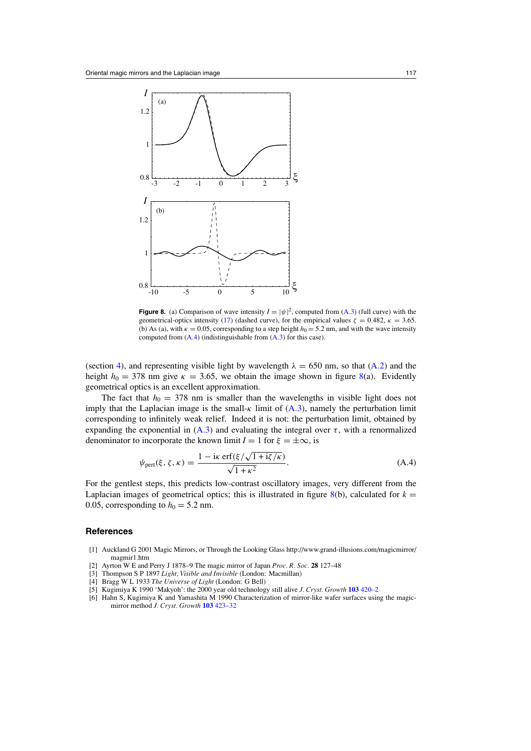**Figure 8.** (a) Comparison of wave intensity $I = |\psi|^2$, computed from (A.3) (full curve) with the geometrical-optics intensity (17) (dashed curve), for the empirical values $\zeta = 0.482$, $\kappa = 3.65$. (b) As (a), with $\kappa = 0.05$, corresponding to a step height $h_0 = 5.2$ nm, and with the wave intensity computed from (A.4) (indistinguishable from (A.3) for this case).

(section 4), and representing visible light by wavelength $\lambda = 650$ nm, so that (A.2) and the height $h_0 = 378$ nm give $\kappa = 3.65$, we obtain the image shown in figure 8(a). Evidently geometrical optics is an excellent approximation.

The fact that $h_0 = 378$ nm is smaller than the wavelengths in visible light does not imply that the Laplacian image is the small-$\kappa$ limit of (A.3), namely the perturbation limit corresponding to infinitely weak relief. Indeed it is not: the perturbation limit, obtained by expanding the exponential in (A.3) and evaluating the integral over $\tau$, with a renormalized denominator to incorporate the known limit $I = 1$ for $\xi = \pm\infty$, is

$$\psi_{\text{pert}}(\xi, \zeta, \kappa) = \frac{1 - \mathrm{i}\kappa\,\mathrm{erf}(\xi/\sqrt{1 + \mathrm{i}\zeta/\kappa})}{\sqrt{1 + \kappa^2}}. \tag{A.4}$$

For the gentlest steps, this predicts low-contrast oscillatory images, very different from the Laplacian images of geometrical optics; this is illustrated in figure 8(b), calculated for $k = 0.05$, corresponding to $h_0 = 5.2$ nm.

## References

[1] Auckland G 2001 Magic Mirrors, or Through the Looking Glass http://www.grand-illusions.com/magicmirror/magmir1.htm

[2] Ayrton W E and Perry J 1878–9 The magic mirror of Japan *Proc. R. Soc.* **28** 127–48

[3] Thompson S P 1897 *Light, Visible and Invisible* (London: Macmillan)

[4] Bragg W L 1933 *The Universe of Light* (London: G Bell)

[5] Kugimiya K 1990 'Makyoh': the 2000 year old technology still alive *J. Cryst. Growth* **103** 420–2

[6] Hahn S, Kugimiya K and Yamashita M 1990 Characterization of mirror-like wafer surfaces using the magic-mirror method *J. Cryst. Growth* **103** 423–32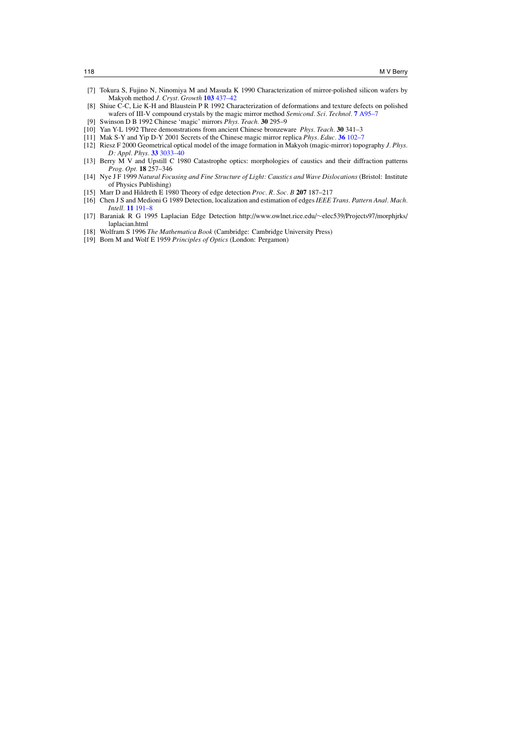[7] Tokura S, Fujino N, Ninomiya M and Masuda K 1990 Characterization of mirror-polished silicon wafers by Makyoh method *J. Cryst. Growth* **103** 437–42

[8] Shiue C-C, Lie K-H and Blaustein P R 1992 Characterization of deformations and texture defects on polished wafers of III-V compound crystals by the magic mirror method *Semicond. Sci. Technol.* **7** A95–7

[9] Swinson D B 1992 Chinese 'magic' mirrors *Phys. Teach.* **30** 295–9

[10] Yan Y-L 1992 Three demonstrations from ancient Chinese bronzeware *Phys. Teach.* **30** 341–3

[11] Mak S-Y and Yip D-Y 2001 Secrets of the Chinese magic mirror replica *Phys. Educ.* **36** 102–7

[12] Riesz F 2000 Geometrical optical model of the image formation in Makyoh (magic-mirror) topography *J. Phys. D: Appl. Phys.* **33** 3033–40

[13] Berry M V and Upstill C 1980 Catastrophe optics: morphologies of caustics and their diffraction patterns *Prog. Opt.* **18** 257–346

[14] Nye J F 1999 *Natural Focusing and Fine Structure of Light: Caustics and Wave Dislocations* (Bristol: Institute of Physics Publishing)

[15] Marr D and Hildreth E 1980 Theory of edge detection *Proc. R. Soc. B* **207** 187–217

[16] Chen J S and Medioni G 1989 Detection, localization and estimation of edges *IEEE Trans. Pattern Anal. Mach. Intell.* **11** 191–8

[17] Baraniak R G 1995 Laplacian Edge Detection http://www.owlnet.rice.edu/~elec539/Projects97/morphjrks/laplacian.html

[18] Wolfram S 1996 *The Mathematica Book* (Cambridge: Cambridge University Press)

[19] Born M and Wolf E 1959 *Principles of Optics* (London: Pergamon)